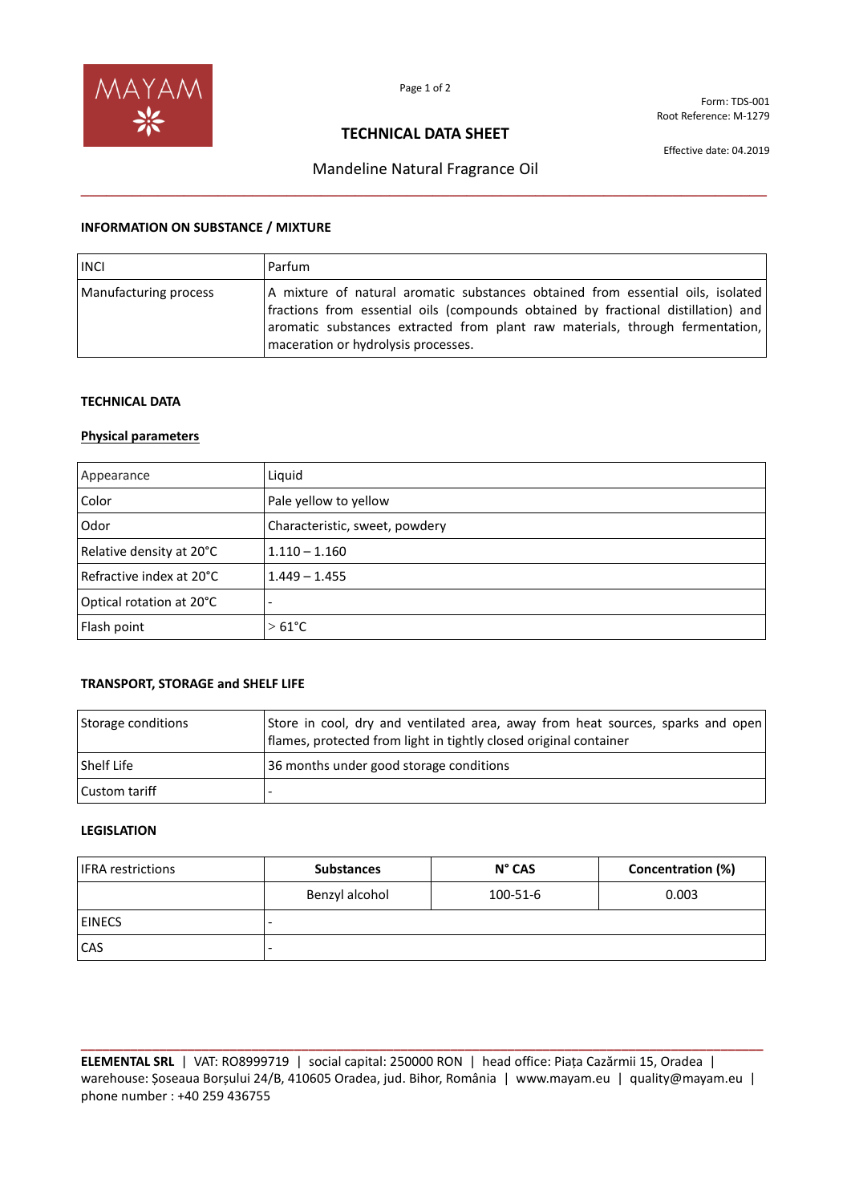MAYAM

Form: TDS-001
Root Reference: M-1279

# TECHNICAL DATA SHEET

Effective date: 04.2019

## Mandeline Natural Fragrance Oil

### INFORMATION ON SUBSTANCE / MIXTURE

| INCI | Parfum |
|---|---|
| Manufacturing process | A mixture of natural aromatic substances obtained from essential oils, isolated fractions from essential oils (compounds obtained by fractional distillation) and aromatic substances extracted from plant raw materials, through fermentation, maceration or hydrolysis processes. |

### TECHNICAL DATA

**Physical parameters**

| Appearance | Liquid |
|---|---|
| Color | Pale yellow to yellow |
| Odor | Characteristic, sweet, powdery |
| Relative density at 20°C | 1.110 – 1.160 |
| Refractive index at 20°C | 1.449 – 1.455 |
| Optical rotation at 20°C | - |
| Flash point | > 61°C |

### TRANSPORT, STORAGE and SHELF LIFE

| Storage conditions | Store in cool, dry and ventilated area, away from heat sources, sparks and open flames, protected from light in tightly closed original container |
|---|---|
| Shelf Life | 36 months under good storage conditions |
| Custom tariff | - |

### LEGISLATION

| IFRA restrictions | Substances | N° CAS | Concentration (%) |
|---|---|---|---|
| | Benzyl alcohol | 100-51-6 | 0.003 |
| EINECS | - | | |
| CAS | - | | |

**ELEMENTAL SRL** | VAT: RO8999719 | social capital: 250000 RON | head office: Piața Cazărmii 15, Oradea | warehouse: Șoseaua Borșului 24/B, 410605 Oradea, jud. Bihor, România | www.mayam.eu | quality@mayam.eu | phone number : +40 259 436755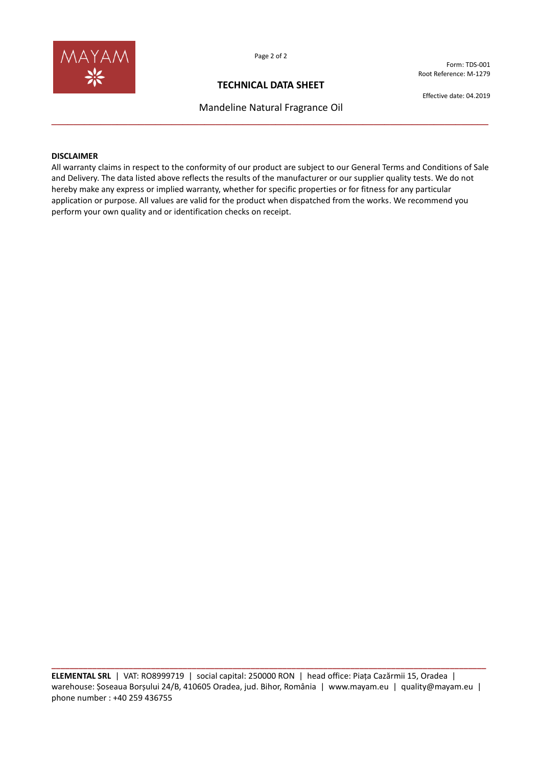**DISCLAIMER**

All warranty claims in respect to the conformity of our product are subject to our General Terms and Conditions of Sale and Delivery. The data listed above reflects the results of the manufacturer or our supplier quality tests. We do not hereby make any express or implied warranty, whether for specific properties or for fitness for any particular application or purpose. All values are valid for the product when dispatched from the works. We recommend you perform your own quality and or identification checks on receipt.